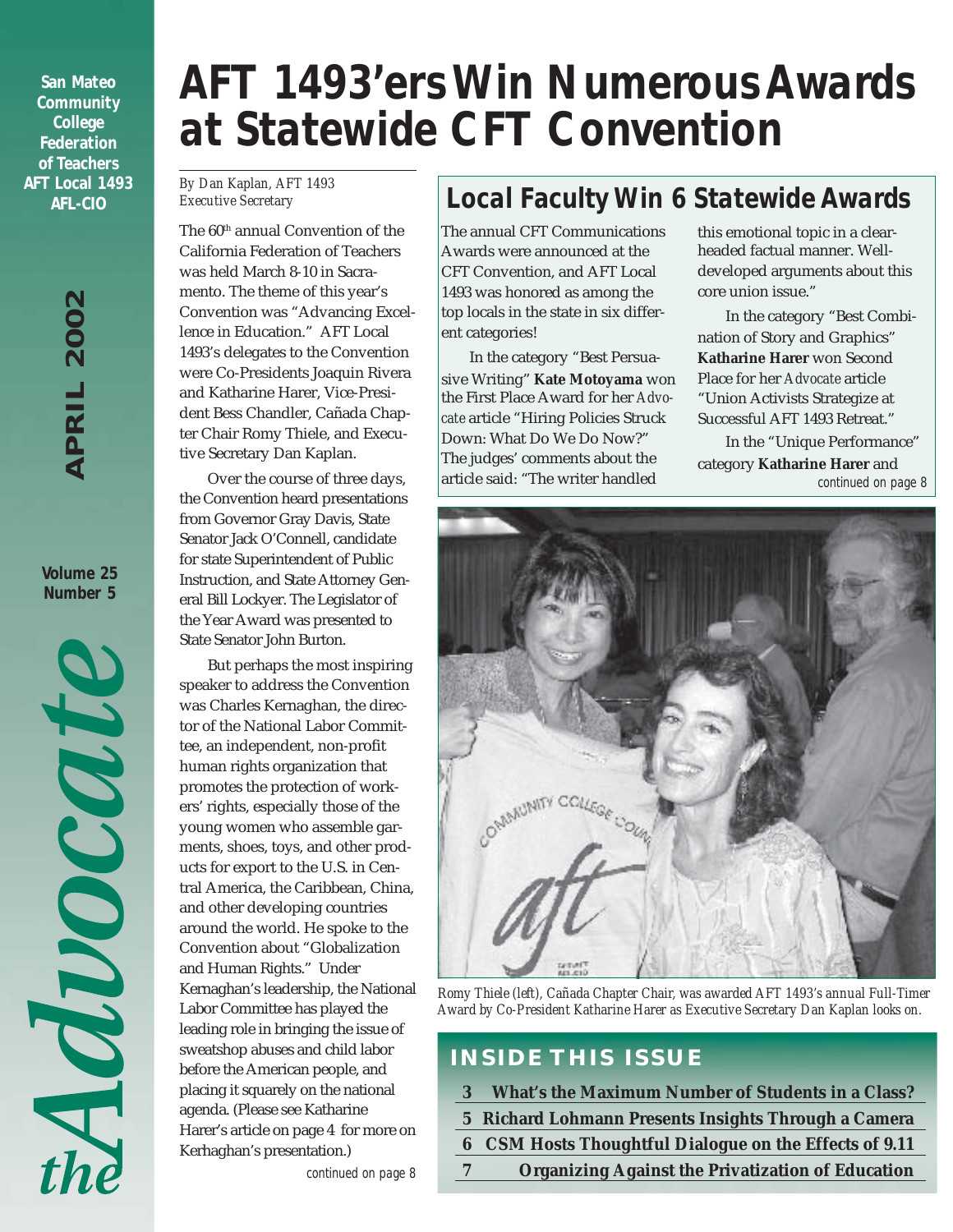San Mateo Community College Federation of Teachers
AFT Local 1493
AFL-CIO

APRIL 2002

Volume 25
Number 5

*the Advocate*

# AFT 1493'ers Win Numerous Awards at Statewide CFT Convention

*By Dan Kaplan, AFT 1493 Executive Secretary*

The 60th annual Convention of the California Federation of Teachers was held March 8-10 in Sacramento. The theme of this year's Convention was "Advancing Excellence in Education." AFT Local 1493's delegates to the Convention were Co-Presidents Joaquin Rivera and Katharine Harer, Vice-President Bess Chandler, Cañada Chapter Chair Romy Thiele, and Executive Secretary Dan Kaplan.

Over the course of three days, the Convention heard presentations from Governor Gray Davis, State Senator Jack O'Connell, candidate for state Superintendent of Public Instruction, and State Attorney General Bill Lockyer. The Legislator of the Year Award was presented to State Senator John Burton.

But perhaps the most inspiring speaker to address the Convention was Charles Kernaghan, the director of the National Labor Committee, an independent, non-profit human rights organization that promotes the protection of workers' rights, especially those of the young women who assemble garments, shoes, toys, and other products for export to the U.S. in Central America, the Caribbean, China, and other developing countries around the world. He spoke to the Convention about "Globalization and Human Rights." Under Kernaghan's leadership, the National Labor Committee has played the leading role in bringing the issue of sweatshop abuses and child labor before the American people, and placing it squarely on the national agenda. (Please see Katharine Harer's article on page 4 for more on Kerhaghan's presentation.)

*continued on page 8*

## Local Faculty Win 6 Statewide Awards

The annual CFT Communications Awards were announced at the CFT Convention, and AFT Local 1493 was honored as among the top locals in the state in six different categories!

In the category "Best Persuasive Writing" **Kate Motoyama** won the First Place Award for her *Advocate* article "Hiring Policies Struck Down: What Do We Do Now?" The judges' comments about the article said: "The writer handled this emotional topic in a clear-headed factual manner. Well-developed arguments about this core union issue."

In the category "Best Combination of Story and Graphics" **Katharine Harer** won Second Place for her *Advocate* article "Union Activists Strategize at Successful AFT 1493 Retreat."

In the "Unique Performance" category **Katharine Harer** and

*continued on page 8*

*Romy Thiele (left), Cañada Chapter Chair, was awarded AFT 1493's annual Full-Timer Award by Co-President Katharine Harer as Executive Secretary Dan Kaplan looks on.*

## INSIDE THIS ISSUE

| | |
|---|---|
| 3 | What's the Maximum Number of Students in a Class? |
| 5 | Richard Lohmann Presents Insights Through a Camera |
| 6 | CSM Hosts Thoughtful Dialogue on the Effects of 9.11 |
| 7 | Organizing Against the Privatization of Education |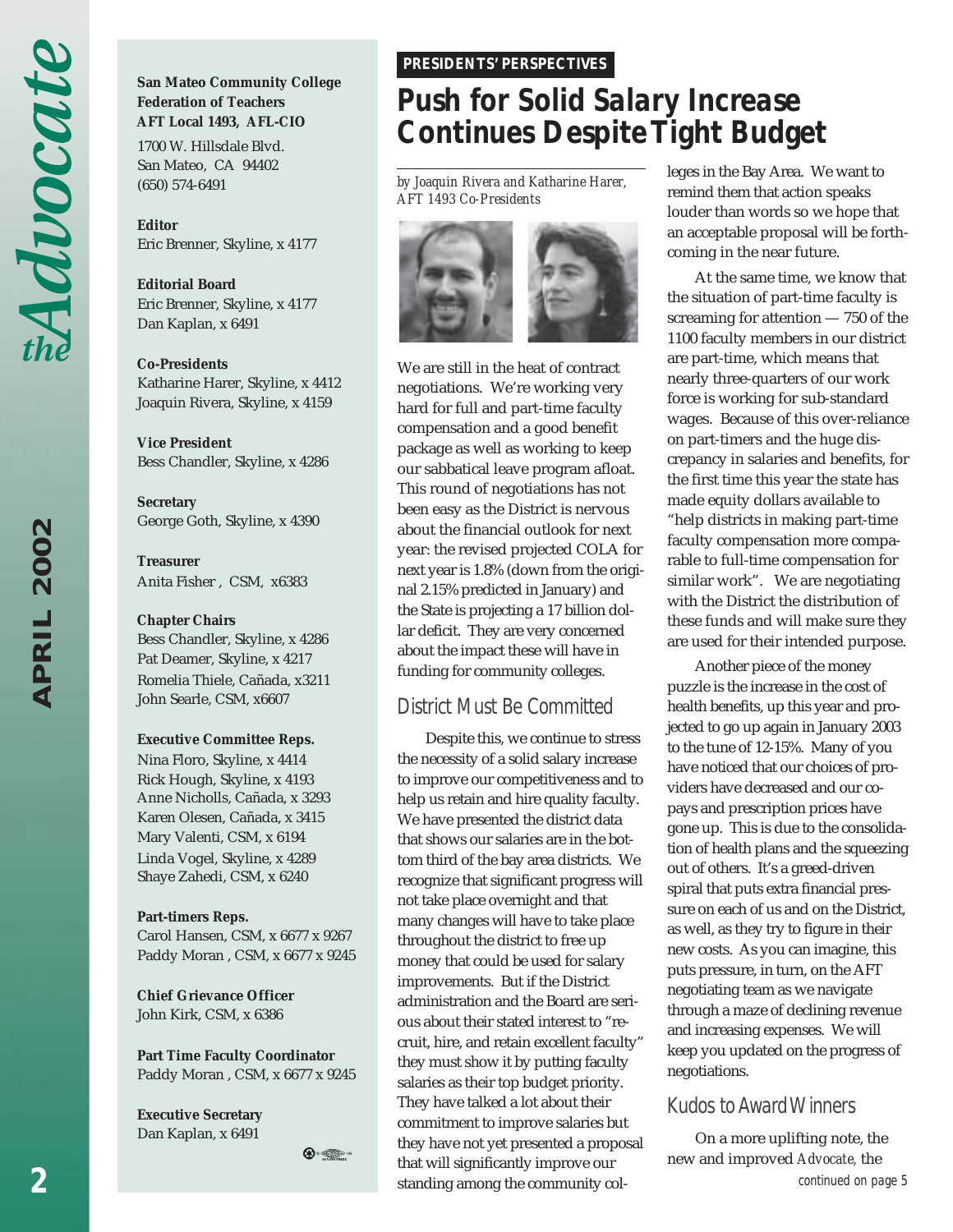**San Mateo Community College Federation of Teachers AFT Local 1493, AFL-CIO**

1700 W. Hillsdale Blvd.
San Mateo, CA 94402
(650) 574-6491

**Editor**
Eric Brenner, Skyline, x 4177

**Editorial Board**
Eric Brenner, Skyline, x 4177
Dan Kaplan, x 6491

**Co-Presidents**
Katharine Harer, Skyline, x 4412
Joaquin Rivera, Skyline, x 4159

**Vice President**
Bess Chandler, Skyline, x 4286

**Secretary**
George Goth, Skyline, x 4390

**Treasurer**
Anita Fisher , CSM, x6383

**Chapter Chairs**
Bess Chandler, Skyline, x 4286
Pat Deamer, Skyline, x 4217
Romelia Thiele, Cañada, x3211
John Searle, CSM, x6607

**Executive Committee Reps.**
Nina Floro, Skyline, x 4414
Rick Hough, Skyline, x 4193
Anne Nicholls, Cañada, x 3293
Karen Olesen, Cañada, x 3415
Mary Valenti, CSM, x 6194
Linda Vogel, Skyline, x 4289
Shaye Zahedi, CSM, x 6240

**Part-timers Reps.**
Carol Hansen, CSM, x 6677 x 9267
Paddy Moran , CSM, x 6677 x 9245

**Chief Grievance Officer**
John Kirk, CSM, x 6386

**Part Time Faculty Coordinator**
Paddy Moran , CSM, x 6677 x 9245

**Executive Secretary**
Dan Kaplan, x 6491

**PRESIDENTS' PERSPECTIVES**

# Push for Solid Salary Increase Continues Despite Tight Budget

*by Joaquin Rivera and Katharine Harer, AFT 1493 Co-Presidents*

We are still in the heat of contract negotiations. We're working very hard for full and part-time faculty compensation and a good benefit package as well as working to keep our sabbatical leave program afloat. This round of negotiations has not been easy as the District is nervous about the financial outlook for next year: the revised projected COLA for next year is 1.8% (down from the original 2.15% predicted in January) and the State is projecting a 17 billion dollar deficit. They are very concerned about the impact these will have in funding for community colleges.

## District Must Be Committed

Despite this, we continue to stress the necessity of a solid salary increase to improve our competitiveness and to help us retain and hire quality faculty. We have presented the district data that shows our salaries are in the bottom third of the bay area districts. We recognize that significant progress will not take place overnight and that many changes will have to take place throughout the district to free up money that could be used for salary improvements. But if the District administration and the Board are serious about their stated interest to "recruit, hire, and retain excellent faculty" they must show it by putting faculty salaries as their top budget priority. They have talked a lot about their commitment to improve salaries but they have not yet presented a proposal that will significantly improve our standing among the community colleges in the Bay Area. We want to remind them that action speaks louder than words so we hope that an acceptable proposal will be forthcoming in the near future.

At the same time, we know that the situation of part-time faculty is screaming for attention — 750 of the 1100 faculty members in our district are part-time, which means that nearly three-quarters of our work force is working for sub-standard wages. Because of this over-reliance on part-timers and the huge discrepancy in salaries and benefits, for the first time this year the state has made equity dollars available to "help districts in making part-time faculty compensation more comparable to full-time compensation for similar work". We are negotiating with the District the distribution of these funds and will make sure they are used for their intended purpose.

Another piece of the money puzzle is the increase in the cost of health benefits, up this year and projected to go up again in January 2003 to the tune of 12-15%. Many of you have noticed that our choices of providers have decreased and our co-pays and prescription prices have gone up. This is due to the consolidation of health plans and the squeezing out of others. It's a greed-driven spiral that puts extra financial pressure on each of us and on the District, as well, as they try to figure in their new costs. As you can imagine, this puts pressure, in turn, on the AFT negotiating team as we navigate through a maze of declining revenue and increasing expenses. We will keep you updated on the progress of negotiations.

## Kudos to Award Winners

On a more uplifting note, the new and improved *Advocate,* the

*continued on page 5*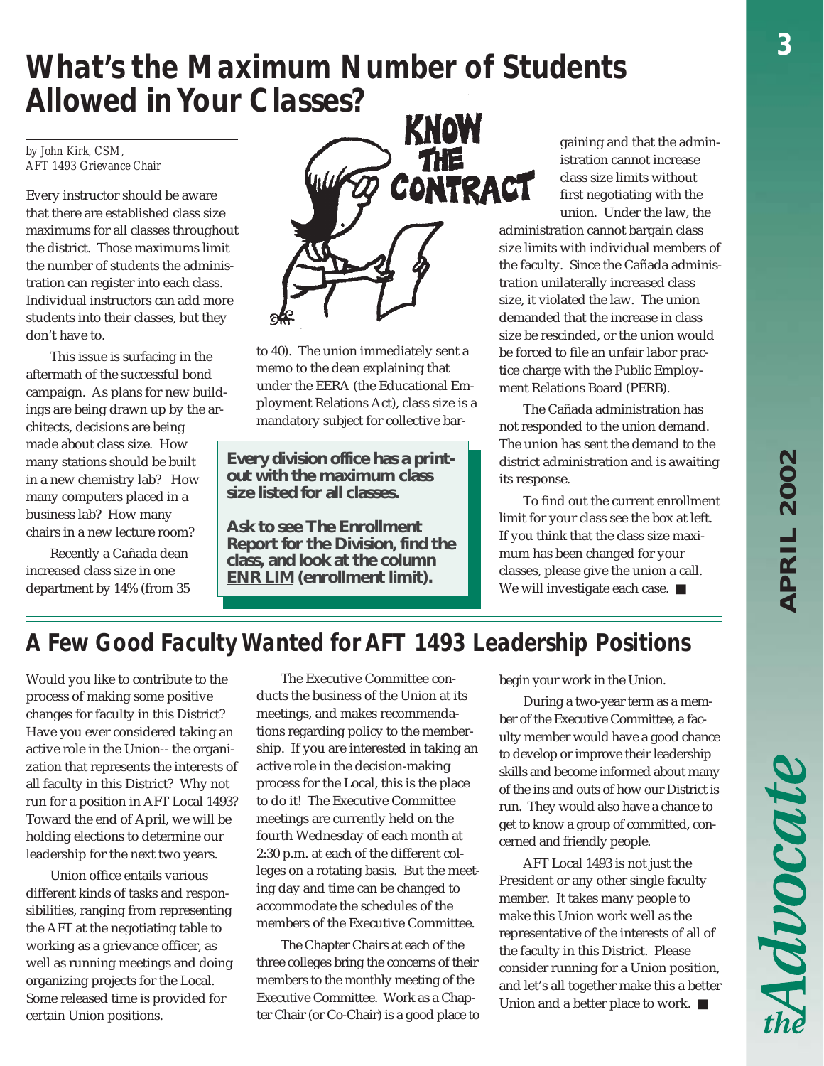# What's the Maximum Number of Students Allowed in Your Classes?

*by John Kirk, CSM, AFT 1493 Grievance Chair*

Every instructor should be aware that there are established class size maximums for all classes throughout the district. Those maximums limit the number of students the administration can register into each class. Individual instructors can add more students into their classes, but they don't have to.

This issue is surfacing in the aftermath of the successful bond campaign. As plans for new buildings are being drawn up by the architects, decisions are being made about class size. How many stations should be built in a new chemistry lab? How many computers placed in a business lab? How many chairs in a new lecture room?

Recently a Cañada dean increased class size in one department by 14% (from 35 to 40). The union immediately sent a memo to the dean explaining that under the EERA (the Educational Employment Relations Act), class size is a mandatory subject for collective bargaining and that the administration cannot increase class size limits without first negotiating with the union. Under the law, the administration cannot bargain class size limits with individual members of the faculty. Since the Cañada administration unilaterally increased class size, it violated the law. The union demanded that the increase in class size be rescinded, or the union would be forced to file an unfair labor practice charge with the Public Employment Relations Board (PERB).

The Cañada administration has not responded to the union demand. The union has sent the demand to the district administration and is awaiting its response.

To find out the current enrollment limit for your class see the box at left. If you think that the class size maximum has been changed for your classes, please give the union a call. We will investigate each case. ■

**Every division office has a printout with the maximum class size listed for all classes.**

**Ask to see The Enrollment Report for the Division, find the class, and look at the column ENR LIM (enrollment limit).**

# A Few Good Faculty Wanted for AFT 1493 Leadership Positions

Would you like to contribute to the process of making some positive changes for faculty in this District? Have you ever considered taking an active role in the Union-- the organization that represents the interests of all faculty in this District? Why not run for a position in AFT Local 1493? Toward the end of April, we will be holding elections to determine our leadership for the next two years.

Union office entails various different kinds of tasks and responsibilities, ranging from representing the AFT at the negotiating table to working as a grievance officer, as well as running meetings and doing organizing projects for the Local. Some released time is provided for certain Union positions.

The Executive Committee conducts the business of the Union at its meetings, and makes recommendations regarding policy to the membership. If you are interested in taking an active role in the decision-making process for the Local, this is the place to do it! The Executive Committee meetings are currently held on the fourth Wednesday of each month at 2:30 p.m. at each of the different colleges on a rotating basis. But the meeting day and time can be changed to accommodate the schedules of the members of the Executive Committee.

The Chapter Chairs at each of the three colleges bring the concerns of their members to the monthly meeting of the Executive Committee. Work as a Chapter Chair (or Co-Chair) is a good place to begin your work in the Union.

During a two-year term as a member of the Executive Committee, a faculty member would have a good chance to develop or improve their leadership skills and become informed about many of the ins and outs of how our District is run. They would also have a chance to get to know a group of committed, concerned and friendly people.

AFT Local 1493 is not just the President or any other single faculty member. It takes many people to make this Union work well as the representative of the interests of all of the faculty in this District. Please consider running for a Union position, and let's all together make this a better Union and a better place to work. ■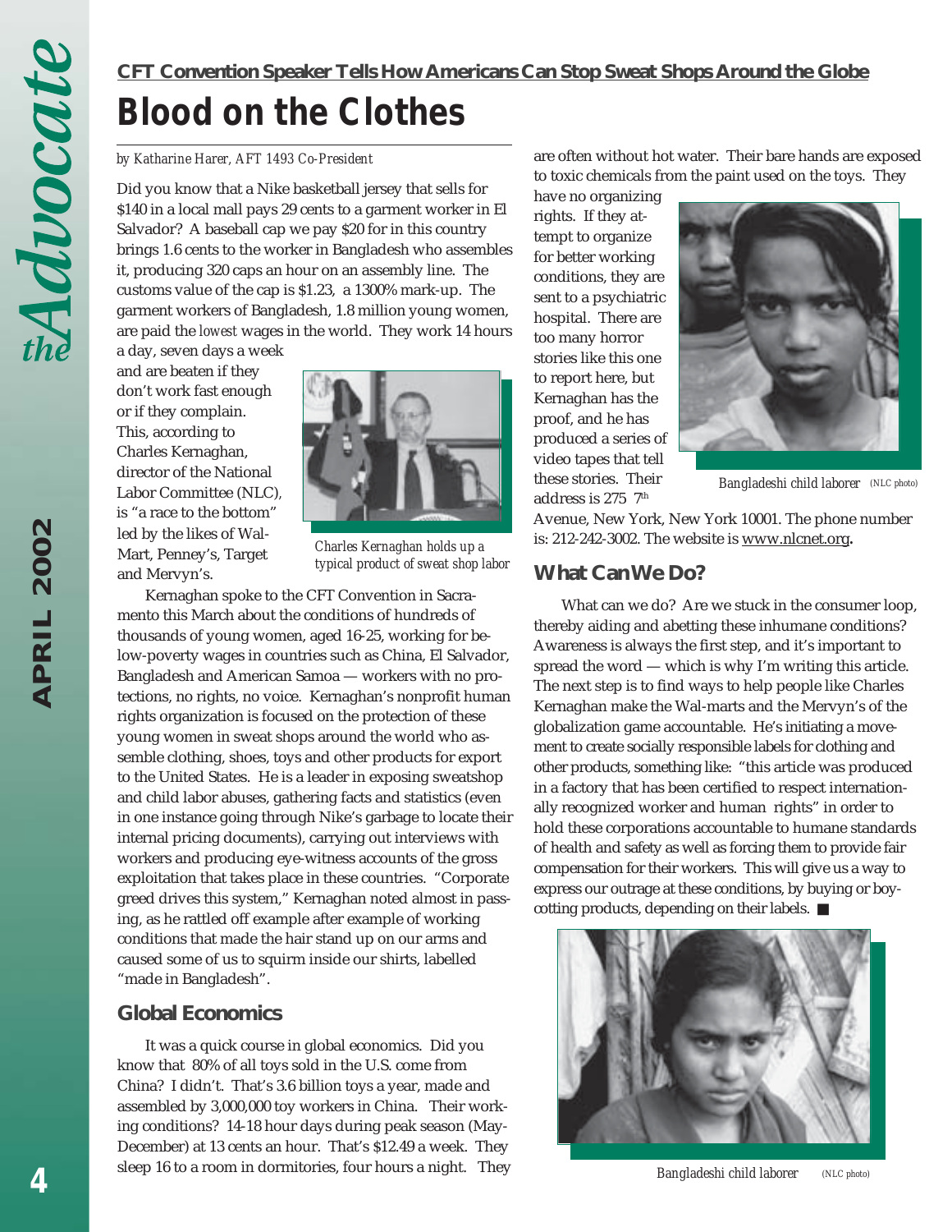**CFT Convention Speaker Tells How Americans Can Stop Sweat Shops Around the Globe**

# Blood on the Clothes

*by Katharine Harer, AFT 1493 Co-President*

Did you know that a Nike basketball jersey that sells for $140 in a local mall pays 29 cents to a garment worker in El Salvador? A baseball cap we pay $20 for in this country brings 1.6 cents to the worker in Bangladesh who assembles it, producing 320 caps an hour on an assembly line. The customs value of the cap is $1.23, a 1300% mark-up. The garment workers of Bangladesh, 1.8 million young women, are paid the *lowest* wages in the world. They work 14 hours a day, seven days a week and are beaten if they don't work fast enough or if they complain. This, according to Charles Kernaghan, director of the National Labor Committee (NLC), is "a race to the bottom" led by the likes of Wal-Mart, Penney's, Target and Mervyn's.

*Charles Kernaghan holds up a typical product of sweat shop labor*

Kernaghan spoke to the CFT Convention in Sacramento this March about the conditions of hundreds of thousands of young women, aged 16-25, working for below-poverty wages in countries such as China, El Salvador, Bangladesh and American Samoa — workers with no protections, no rights, no voice. Kernaghan's nonprofit human rights organization is focused on the protection of these young women in sweat shops around the world who assemble clothing, shoes, toys and other products for export to the United States. He is a leader in exposing sweatshop and child labor abuses, gathering facts and statistics (even in one instance going through Nike's garbage to locate their internal pricing documents), carrying out interviews with workers and producing eye-witness accounts of the gross exploitation that takes place in these countries. "Corporate greed drives this system," Kernaghan noted almost in passing, as he rattled off example after example of working conditions that made the hair stand up on our arms and caused some of us to squirm inside our shirts, labelled "made in Bangladesh".

## Global Economics

It was a quick course in global economics. Did you know that 80% of all toys sold in the U.S. come from China? I didn't. That's 3.6 billion toys a year, made and assembled by 3,000,000 toy workers in China. Their working conditions? 14-18 hour days during peak season (May-December) at 13 cents an hour. That's $12.49 a week. They sleep 16 to a room in dormitories, four hours a night. They are often without hot water. Their bare hands are exposed to toxic chemicals from the paint used on the toys. They have no organizing rights. If they attempt to organize for better working conditions, they are sent to a psychiatric hospital. There are too many horror stories like this one to report here, but Kernaghan has the proof, and he has produced a series of video tapes that tell these stories. Their address is 275 7th Avenue, New York, New York 10001. The phone number is: 212-242-3002. The website is www.nlcnet.org.

*Bangladeshi child laborer* (NLC photo)

## What Can We Do?

What can we do? Are we stuck in the consumer loop, thereby aiding and abetting these inhumane conditions? Awareness is always the first step, and it's important to spread the word — which is why I'm writing this article. The next step is to find ways to help people like Charles Kernaghan make the Wal-marts and the Mervyn's of the globalization game accountable. He's initiating a movement to create socially responsible labels for clothing and other products, something like: "this article was produced in a factory that has been certified to respect internationally recognized worker and human rights" in order to hold these corporations accountable to humane standards of health and safety as well as forcing them to provide fair compensation for their workers. This will give us a way to express our outrage at these conditions, by buying or boycotting products, depending on their labels. ■

*Bangladeshi child laborer* (NLC photo)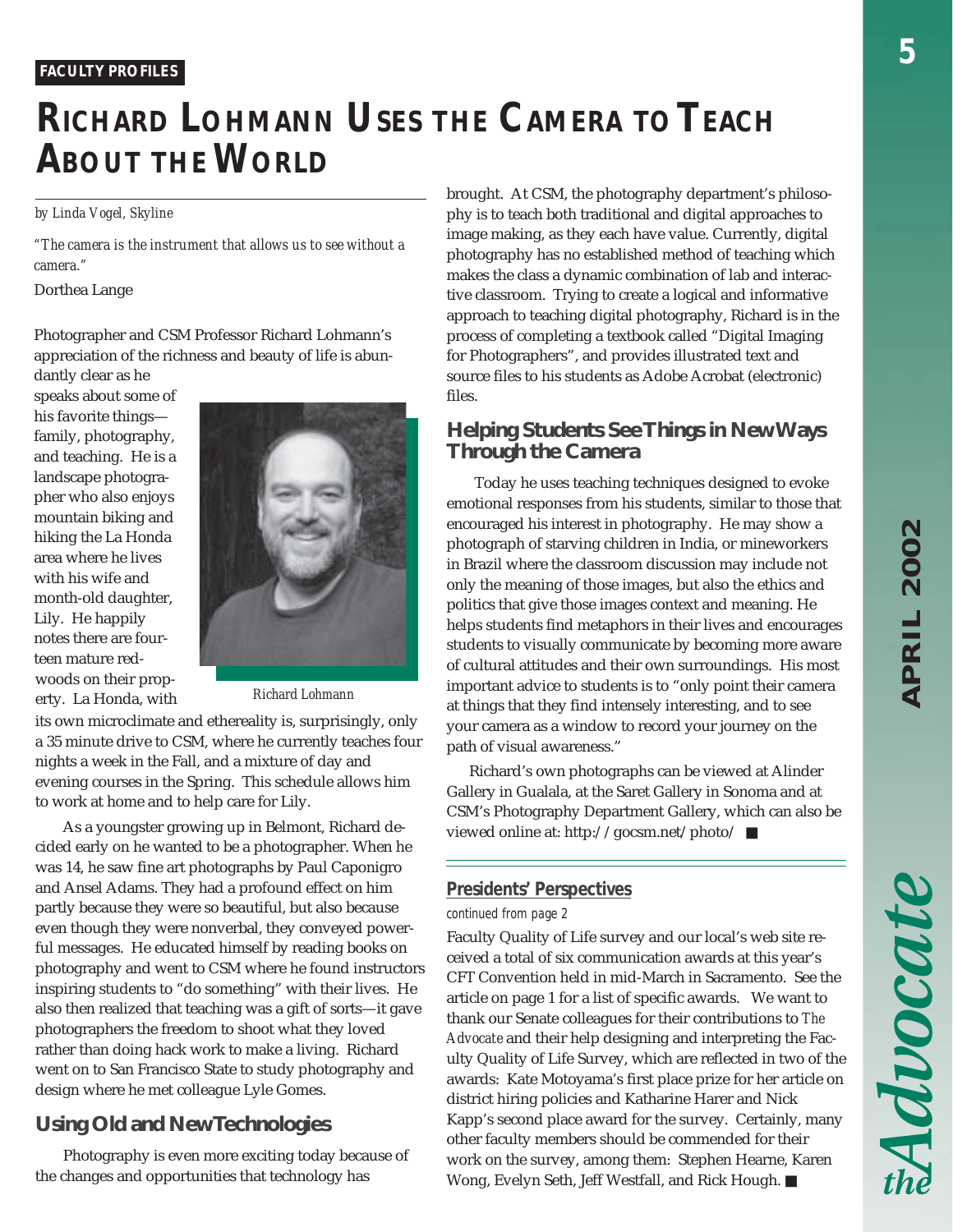FACULTY PROFILES

# Richard Lohmann Uses the Camera to Teach About the World

*by Linda Vogel, Skyline*

*"The camera is the instrument that allows us to see without a camera."*

Dorthea Lange

Photographer and CSM Professor Richard Lohmann's appreciation of the richness and beauty of life is abundantly clear as he speaks about some of his favorite things—family, photography, and teaching. He is a landscape photographer who also enjoys mountain biking and hiking the La Honda area where he lives with his wife and month-old daughter, Lily. He happily notes there are fourteen mature redwoods on their property. La Honda, with its own microclimate and ethereality is, surprisingly, only a 35 minute drive to CSM, where he currently teaches four nights a week in the Fall, and a mixture of day and evening courses in the Spring. This schedule allows him to work at home and to help care for Lily.

*Richard Lohmann*

As a youngster growing up in Belmont, Richard decided early on he wanted to be a photographer. When he was 14, he saw fine art photographs by Paul Caponigro and Ansel Adams. They had a profound effect on him partly because they were so beautiful, but also because even though they were nonverbal, they conveyed powerful messages. He educated himself by reading books on photography and went to CSM where he found instructors inspiring students to "do something" with their lives. He also then realized that teaching was a gift of sorts—it gave photographers the freedom to shoot what they loved rather than doing hack work to make a living. Richard went on to San Francisco State to study photography and design where he met colleague Lyle Gomes.

## Using Old and New Technologies

Photography is even more exciting today because of the changes and opportunities that technology has brought. At CSM, the photography department's philosophy is to teach both traditional and digital approaches to image making, as they each have value. Currently, digital photography has no established method of teaching which makes the class a dynamic combination of lab and interactive classroom. Trying to create a logical and informative approach to teaching digital photography, Richard is in the process of completing a textbook called "Digital Imaging for Photographers", and provides illustrated text and source files to his students as Adobe Acrobat (electronic) files.

## Helping Students See Things in New Ways Through the Camera

Today he uses teaching techniques designed to evoke emotional responses from his students, similar to those that encouraged his interest in photography. He may show a photograph of starving children in India, or mineworkers in Brazil where the classroom discussion may include not only the meaning of those images, but also the ethics and politics that give those images context and meaning. He helps students find metaphors in their lives and encourages students to visually communicate by becoming more aware of cultural attitudes and their own surroundings. His most important advice to students is to "only point their camera at things that they find intensely interesting, and to see your camera as a window to record your journey on the path of visual awareness."

Richard's own photographs can be viewed at Alinder Gallery in Gualala, at the Saret Gallery in Sonoma and at CSM's Photography Department Gallery, which can also be viewed online at: http://gocsm.net/photo/ ■

## Presidents' Perspectives

*continued from page 2*

Faculty Quality of Life survey and our local's web site received a total of six communication awards at this year's CFT Convention held in mid-March in Sacramento. See the article on page 1 for a list of specific awards. We want to thank our Senate colleagues for their contributions to *The Advocate* and their help designing and interpreting the Faculty Quality of Life Survey, which are reflected in two of the awards: Kate Motoyama's first place prize for her article on district hiring policies and Katharine Harer and Nick Kapp's second place award for the survey. Certainly, many other faculty members should be commended for their work on the survey, among them: Stephen Hearne, Karen Wong, Evelyn Seth, Jeff Westfall, and Rick Hough. ■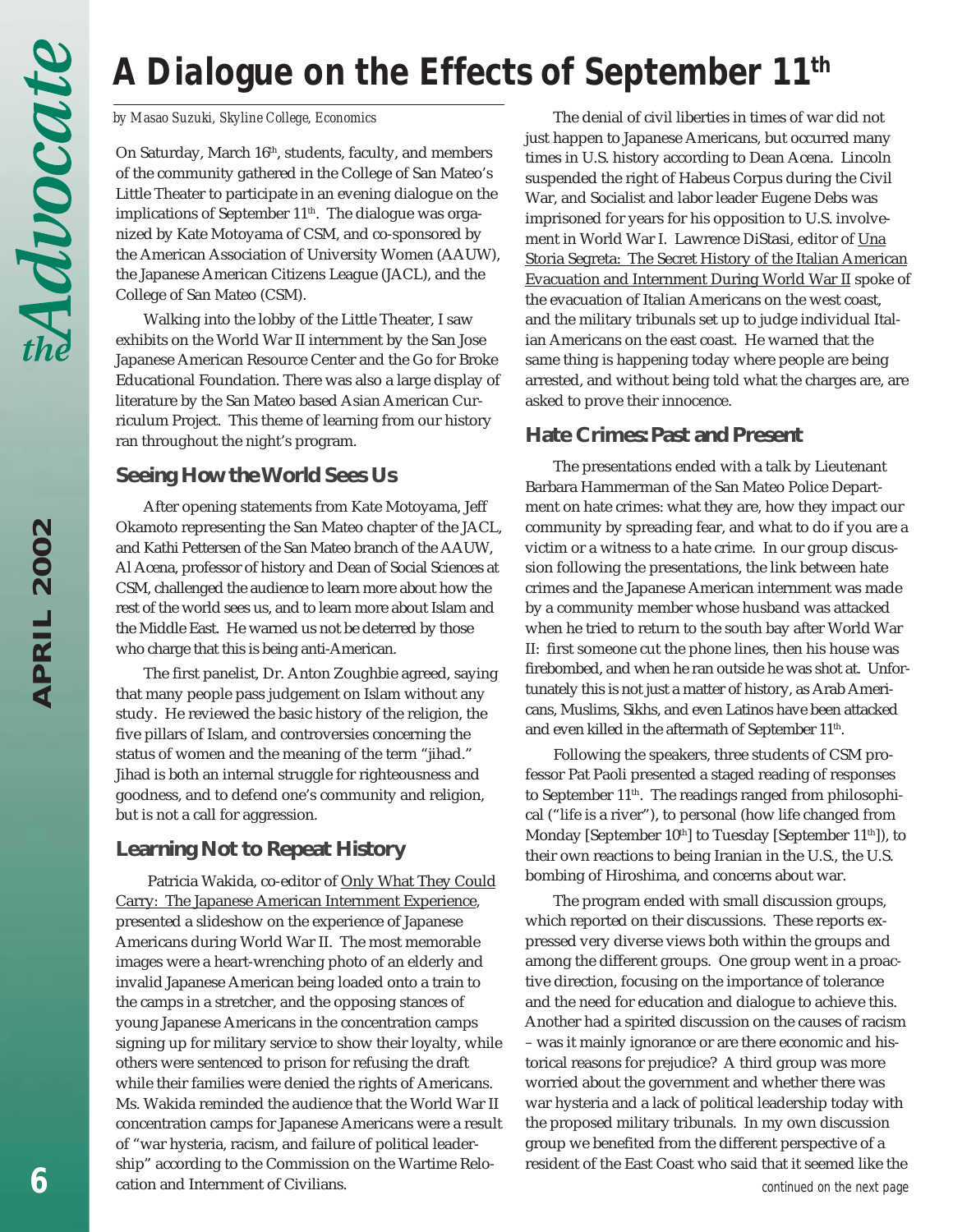# A Dialogue on the Effects of September 11th

*by Masao Suzuki, Skyline College, Economics*

On Saturday, March 16th, students, faculty, and members of the community gathered in the College of San Mateo's Little Theater to participate in an evening dialogue on the implications of September 11th. The dialogue was organized by Kate Motoyama of CSM, and co-sponsored by the American Association of University Women (AAUW), the Japanese American Citizens League (JACL), and the College of San Mateo (CSM).

Walking into the lobby of the Little Theater, I saw exhibits on the World War II internment by the San Jose Japanese American Resource Center and the Go for Broke Educational Foundation. There was also a large display of literature by the San Mateo based Asian American Curriculum Project. This theme of learning from our history ran throughout the night's program.

## Seeing How the World Sees Us

After opening statements from Kate Motoyama, Jeff Okamoto representing the San Mateo chapter of the JACL, and Kathi Pettersen of the San Mateo branch of the AAUW, Al Acena, professor of history and Dean of Social Sciences at CSM, challenged the audience to learn more about how the rest of the world sees us, and to learn more about Islam and the Middle East. He warned us not be deterred by those who charge that this is being anti-American.

The first panelist, Dr. Anton Zoughbie agreed, saying that many people pass judgement on Islam without any study. He reviewed the basic history of the religion, the five pillars of Islam, and controversies concerning the status of women and the meaning of the term "jihad." Jihad is both an internal struggle for righteousness and goodness, and to defend one's community and religion, but is not a call for aggression.

## Learning Not to Repeat History

Patricia Wakida, co-editor of Only What They Could Carry: The Japanese American Internment Experience, presented a slideshow on the experience of Japanese Americans during World War II. The most memorable images were a heart-wrenching photo of an elderly and invalid Japanese American being loaded onto a train to the camps in a stretcher, and the opposing stances of young Japanese Americans in the concentration camps signing up for military service to show their loyalty, while others were sentenced to prison for refusing the draft while their families were denied the rights of Americans. Ms. Wakida reminded the audience that the World War II concentration camps for Japanese Americans were a result of "war hysteria, racism, and failure of political leadership" according to the Commission on the Wartime Relocation and Internment of Civilians.

The denial of civil liberties in times of war did not just happen to Japanese Americans, but occurred many times in U.S. history according to Dean Acena. Lincoln suspended the right of Habeus Corpus during the Civil War, and Socialist and labor leader Eugene Debs was imprisoned for years for his opposition to U.S. involvement in World War I. Lawrence DiStasi, editor of Una Storia Segreta: The Secret History of the Italian American Evacuation and Internment During World War II spoke of the evacuation of Italian Americans on the west coast, and the military tribunals set up to judge individual Italian Americans on the east coast. He warned that the same thing is happening today where people are being arrested, and without being told what the charges are, are asked to prove their innocence.

## Hate Crimes: Past and Present

The presentations ended with a talk by Lieutenant Barbara Hammerman of the San Mateo Police Department on hate crimes: what they are, how they impact our community by spreading fear, and what to do if you are a victim or a witness to a hate crime. In our group discussion following the presentations, the link between hate crimes and the Japanese American internment was made by a community member whose husband was attacked when he tried to return to the south bay after World War II: first someone cut the phone lines, then his house was firebombed, and when he ran outside he was shot at. Unfortunately this is not just a matter of history, as Arab Americans, Muslims, Sikhs, and even Latinos have been attacked and even killed in the aftermath of September 11th.

Following the speakers, three students of CSM professor Pat Paoli presented a staged reading of responses to September 11th. The readings ranged from philosophical ("life is a river"), to personal (how life changed from Monday [September 10th] to Tuesday [September 11th]), to their own reactions to being Iranian in the U.S., the U.S. bombing of Hiroshima, and concerns about war.

The program ended with small discussion groups, which reported on their discussions. These reports expressed very diverse views both within the groups and among the different groups. One group went in a proactive direction, focusing on the importance of tolerance and the need for education and dialogue to achieve this. Another had a spirited discussion on the causes of racism – was it mainly ignorance or are there economic and historical reasons for prejudice? A third group was more worried about the government and whether there was war hysteria and a lack of political leadership today with the proposed military tribunals. In my own discussion group we benefited from the different perspective of a resident of the East Coast who said that it seemed like the

*continued on the next page*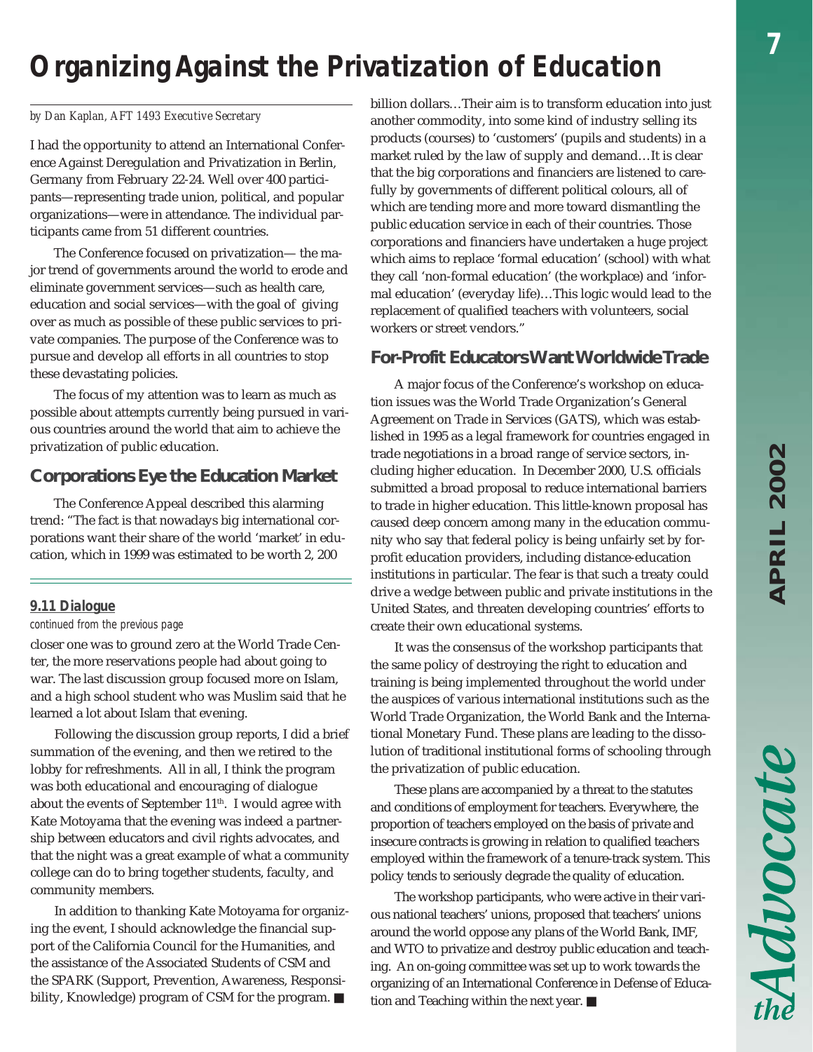# Organizing Against the Privatization of Education

*by Dan Kaplan, AFT 1493 Executive Secretary*

I had the opportunity to attend an International Conference Against Deregulation and Privatization in Berlin, Germany from February 22-24. Well over 400 participants—representing trade union, political, and popular organizations—were in attendance. The individual participants came from 51 different countries.

The Conference focused on privatization— the major trend of governments around the world to erode and eliminate government services—such as health care, education and social services—with the goal of giving over as much as possible of these public services to private companies. The purpose of the Conference was to pursue and develop all efforts in all countries to stop these devastating policies.

The focus of my attention was to learn as much as possible about attempts currently being pursued in various countries around the world that aim to achieve the privatization of public education.

## Corporations Eye the Education Market

The Conference Appeal described this alarming trend: "The fact is that nowadays big international corporations want their share of the world 'market' in education, which in 1999 was estimated to be worth 2, 200 billion dollars…Their aim is to transform education into just another commodity, into some kind of industry selling its products (courses) to 'customers' (pupils and students) in a market ruled by the law of supply and demand…It is clear that the big corporations and financiers are listened to carefully by governments of different political colours, all of which are tending more and more toward dismantling the public education service in each of their countries. Those corporations and financiers have undertaken a huge project which aims to replace 'formal education' (school) with what they call 'non-formal education' (the workplace) and 'informal education' (everyday life)…This logic would lead to the replacement of qualified teachers with volunteers, social workers or street vendors."

## For-Profit Educators Want Worldwide Trade

A major focus of the Conference's workshop on education issues was the World Trade Organization's General Agreement on Trade in Services (GATS), which was established in 1995 as a legal framework for countries engaged in trade negotiations in a broad range of service sectors, including higher education. In December 2000, U.S. officials submitted a broad proposal to reduce international barriers to trade in higher education. This little-known proposal has caused deep concern among many in the education community who say that federal policy is being unfairly set by for-profit education providers, including distance-education institutions in particular. The fear is that such a treaty could drive a wedge between public and private institutions in the United States, and threaten developing countries' efforts to create their own educational systems.

It was the consensus of the workshop participants that the same policy of destroying the right to education and training is being implemented throughout the world under the auspices of various international institutions such as the World Trade Organization, the World Bank and the International Monetary Fund. These plans are leading to the dissolution of traditional institutional forms of schooling through the privatization of public education.

These plans are accompanied by a threat to the statutes and conditions of employment for teachers. Everywhere, the proportion of teachers employed on the basis of private and insecure contracts is growing in relation to qualified teachers employed within the framework of a tenure-track system. This policy tends to seriously degrade the quality of education.

The workshop participants, who were active in their various national teachers' unions, proposed that teachers' unions around the world oppose any plans of the World Bank, IMF, and WTO to privatize and destroy public education and teaching. An on-going committee was set up to work towards the organizing of an International Conference in Defense of Education and Teaching within the next year. ■

---

### 9.11 Dialogue

*continued from the previous page*

closer one was to ground zero at the World Trade Center, the more reservations people had about going to war. The last discussion group focused more on Islam, and a high school student who was Muslim said that he learned a lot about Islam that evening.

Following the discussion group reports, I did a brief summation of the evening, and then we retired to the lobby for refreshments. All in all, I think the program was both educational and encouraging of dialogue about the events of September 11th. I would agree with Kate Motoyama that the evening was indeed a partnership between educators and civil rights advocates, and that the night was a great example of what a community college can do to bring together students, faculty, and community members.

In addition to thanking Kate Motoyama for organizing the event, I should acknowledge the financial support of the California Council for the Humanities, and the assistance of the Associated Students of CSM and the SPARK (Support, Prevention, Awareness, Responsibility, Knowledge) program of CSM for the program. ■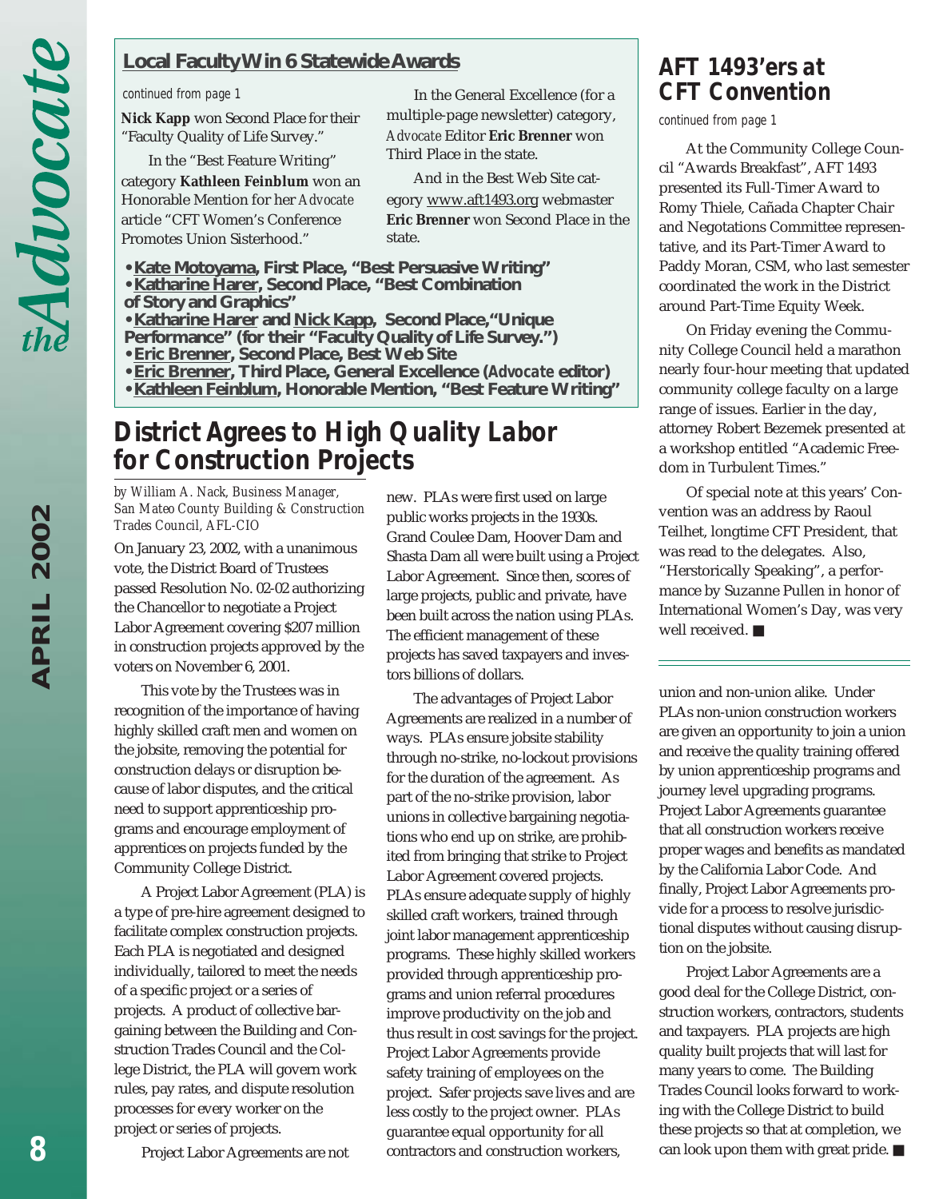## Local Faculty Win 6 Statewide Awards

*continued from page 1*

**Nick Kapp** won Second Place for their "Faculty Quality of Life Survey."

In the "Best Feature Writing" category **Kathleen Feinblum** won an Honorable Mention for her *Advocate* article "CFT Women's Conference Promotes Union Sisterhood."

In the General Excellence (for a multiple-page newsletter) category, *Advocate* Editor **Eric Brenner** won Third Place in the state.

And in the Best Web Site category www.aft1493.org webmaster **Eric Brenner** won Second Place in the state.

- **Kate Motoyama, First Place, "Best Persuasive Writing"**
- **Katharine Harer, Second Place, "Best Combination of Story and Graphics"**
- **Katharine Harer and Nick Kapp, Second Place, "Unique Performance" (for their "Faculty Quality of Life Survey.")**
- **Eric Brenner, Second Place, Best Web Site**
- **Eric Brenner, Third Place, General Excellence (*Advocate* editor)**
- **Kathleen Feinblum, Honorable Mention, "Best Feature Writing"**

## District Agrees to High Quality Labor for Construction Projects

*by William A. Nack, Business Manager, San Mateo County Building & Construction Trades Council, AFL-CIO*

On January 23, 2002, with a unanimous vote, the District Board of Trustees passed Resolution No. 02-02 authorizing the Chancellor to negotiate a Project Labor Agreement covering $207 million in construction projects approved by the voters on November 6, 2001.

This vote by the Trustees was in recognition of the importance of having highly skilled craft men and women on the jobsite, removing the potential for construction delays or disruption because of labor disputes, and the critical need to support apprenticeship programs and encourage employment of apprentices on projects funded by the Community College District.

A Project Labor Agreement (PLA) is a type of pre-hire agreement designed to facilitate complex construction projects. Each PLA is negotiated and designed individually, tailored to meet the needs of a specific project or a series of projects. A product of collective bargaining between the Building and Construction Trades Council and the College District, the PLA will govern work rules, pay rates, and dispute resolution processes for every worker on the project or series of projects.

Project Labor Agreements are not new. PLAs were first used on large public works projects in the 1930s. Grand Coulee Dam, Hoover Dam and Shasta Dam all were built using a Project Labor Agreement. Since then, scores of large projects, public and private, have been built across the nation using PLAs. The efficient management of these projects has saved taxpayers and investors billions of dollars.

The advantages of Project Labor Agreements are realized in a number of ways. PLAs ensure jobsite stability through no-strike, no-lockout provisions for the duration of the agreement. As part of the no-strike provision, labor unions in collective bargaining negotiations who end up on strike, are prohibited from bringing that strike to Project Labor Agreement covered projects. PLAs ensure adequate supply of highly skilled craft workers, trained through joint labor management apprenticeship programs. These highly skilled workers provided through apprenticeship programs and union referral procedures improve productivity on the job and thus result in cost savings for the project. Project Labor Agreements provide safety training of employees on the project. Safer projects save lives and are less costly to the project owner. PLAs guarantee equal opportunity for all contractors and construction workers, union and non-union alike. Under PLAs non-union construction workers are given an opportunity to join a union and receive the quality training offered by union apprenticeship programs and journey level upgrading programs. Project Labor Agreements guarantee that all construction workers receive proper wages and benefits as mandated by the California Labor Code. And finally, Project Labor Agreements provide for a process to resolve jurisdictional disputes without causing disruption on the jobsite.

Project Labor Agreements are a good deal for the College District, construction workers, contractors, students and taxpayers. PLA projects are high quality built projects that will last for many years to come. The Building Trades Council looks forward to working with the College District to build these projects so that at completion, we can look upon them with great pride. ■

## AFT 1493'ers at CFT Convention

*continued from page 1*

At the Community College Council "Awards Breakfast", AFT 1493 presented its Full-Timer Award to Romy Thiele, Cañada Chapter Chair and Negotiations Committee representative, and its Part-Timer Award to Paddy Moran, CSM, who last semester coordinated the work in the District around Part-Time Equity Week.

On Friday evening the Community College Council held a marathon nearly four-hour meeting that updated community college faculty on a large range of issues. Earlier in the day, attorney Robert Bezemek presented at a workshop entitled "Academic Freedom in Turbulent Times."

Of special note at this years' Convention was an address by Raoul Teilhet, longtime CFT President, that was read to the delegates. Also, "Herstorically Speaking", a performance by Suzanne Pullen in honor of International Women's Day, was very well received. ■